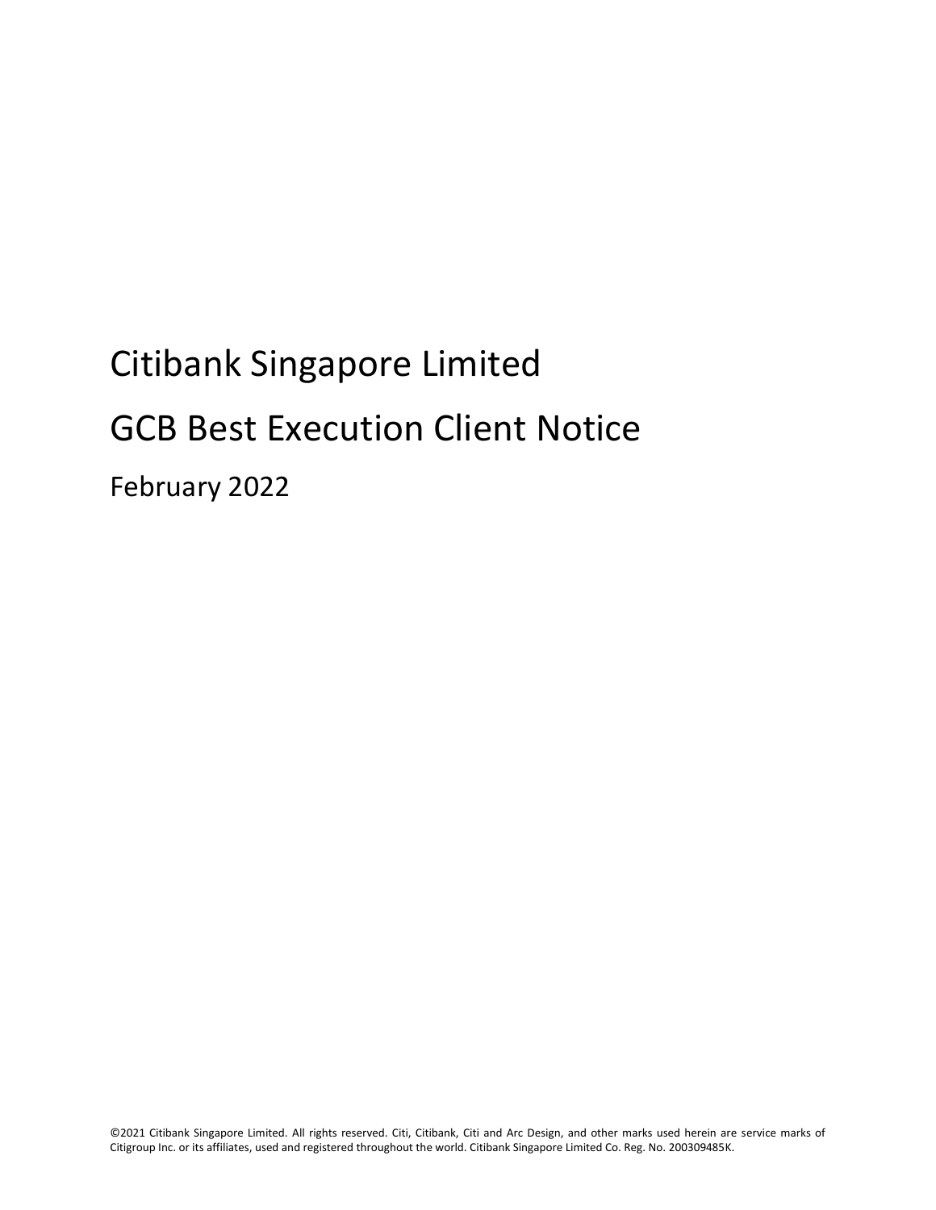# Citibank Singapore Limited

# GCB Best Execution Client Notice

## February 2022

©2021 Citibank Singapore Limited. All rights reserved. Citi, Citibank, Citi and Arc Design, and other marks used herein are service marks of Citigroup Inc. or its affiliates, used and registered throughout the world. Citibank Singapore Limited Co. Reg. No. 200309485K.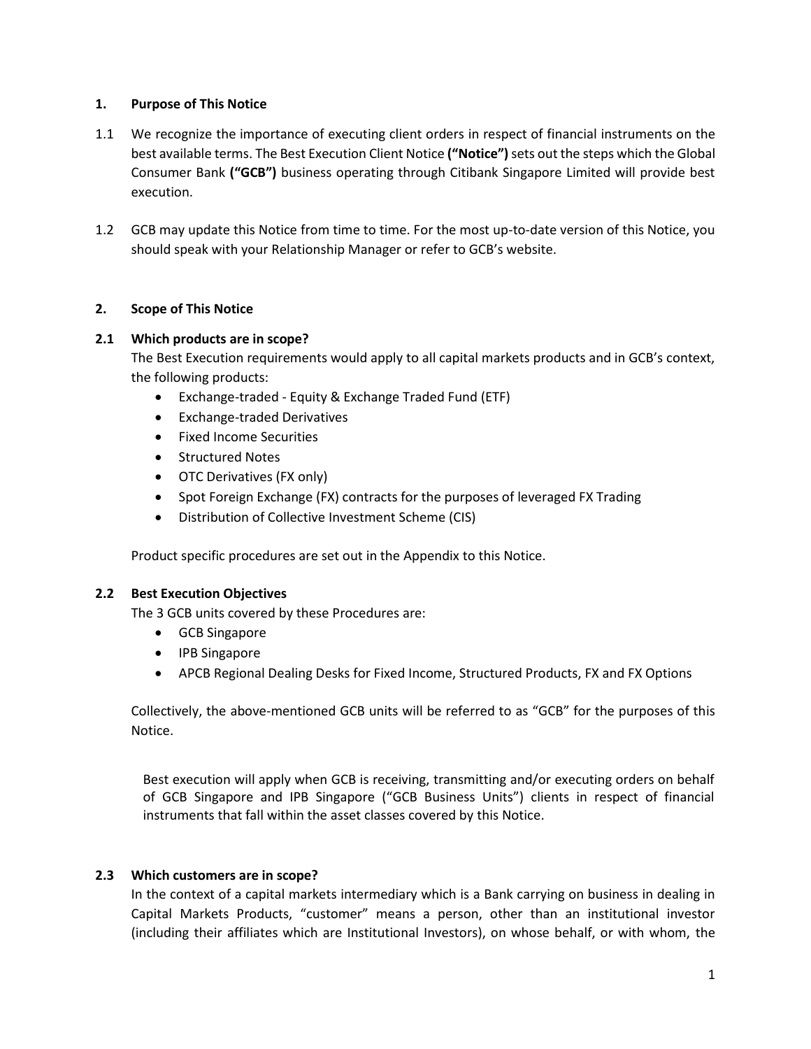## 1. Purpose of This Notice

1.1 We recognize the importance of executing client orders in respect of financial instruments on the best available terms. The Best Execution Client Notice **("Notice")** sets out the steps which the Global Consumer Bank **("GCB")** business operating through Citibank Singapore Limited will provide best execution.

1.2 GCB may update this Notice from time to time. For the most up-to-date version of this Notice, you should speak with your Relationship Manager or refer to GCB's website.

## 2. Scope of This Notice

### 2.1 Which products are in scope?

The Best Execution requirements would apply to all capital markets products and in GCB's context, the following products:

- Exchange-traded - Equity & Exchange Traded Fund (ETF)
- Exchange-traded Derivatives
- Fixed Income Securities
- Structured Notes
- OTC Derivatives (FX only)
- Spot Foreign Exchange (FX) contracts for the purposes of leveraged FX Trading
- Distribution of Collective Investment Scheme (CIS)

Product specific procedures are set out in the Appendix to this Notice.

### 2.2 Best Execution Objectives

The 3 GCB units covered by these Procedures are:

- GCB Singapore
- IPB Singapore
- APCB Regional Dealing Desks for Fixed Income, Structured Products, FX and FX Options

Collectively, the above-mentioned GCB units will be referred to as "GCB" for the purposes of this Notice.

Best execution will apply when GCB is receiving, transmitting and/or executing orders on behalf of GCB Singapore and IPB Singapore ("GCB Business Units") clients in respect of financial instruments that fall within the asset classes covered by this Notice.

### 2.3 Which customers are in scope?

In the context of a capital markets intermediary which is a Bank carrying on business in dealing in Capital Markets Products, "customer" means a person, other than an institutional investor (including their affiliates which are Institutional Investors), on whose behalf, or with whom, the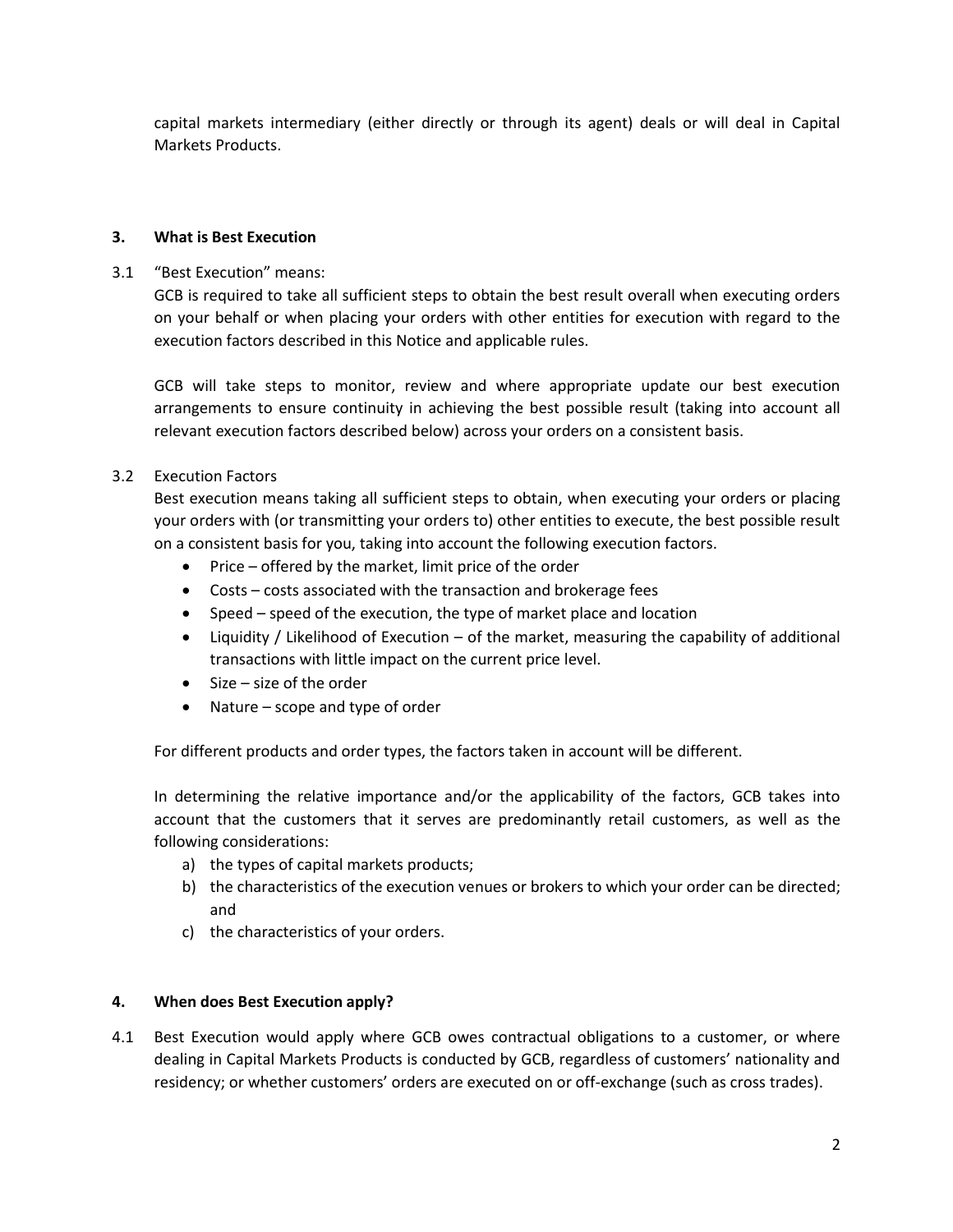capital markets intermediary (either directly or through its agent) deals or will deal in Capital Markets Products.

### 3. What is Best Execution

3.1 "Best Execution" means:

GCB is required to take all sufficient steps to obtain the best result overall when executing orders on your behalf or when placing your orders with other entities for execution with regard to the execution factors described in this Notice and applicable rules.

GCB will take steps to monitor, review and where appropriate update our best execution arrangements to ensure continuity in achieving the best possible result (taking into account all relevant execution factors described below) across your orders on a consistent basis.

3.2 Execution Factors

Best execution means taking all sufficient steps to obtain, when executing your orders or placing your orders with (or transmitting your orders to) other entities to execute, the best possible result on a consistent basis for you, taking into account the following execution factors.

- Price – offered by the market, limit price of the order
- Costs – costs associated with the transaction and brokerage fees
- Speed – speed of the execution, the type of market place and location
- Liquidity / Likelihood of Execution – of the market, measuring the capability of additional transactions with little impact on the current price level.
- Size – size of the order
- Nature – scope and type of order

For different products and order types, the factors taken in account will be different.

In determining the relative importance and/or the applicability of the factors, GCB takes into account that the customers that it serves are predominantly retail customers, as well as the following considerations:

a) the types of capital markets products;
b) the characteristics of the execution venues or brokers to which your order can be directed; and
c) the characteristics of your orders.

### 4. When does Best Execution apply?

4.1 Best Execution would apply where GCB owes contractual obligations to a customer, or where dealing in Capital Markets Products is conducted by GCB, regardless of customers' nationality and residency; or whether customers' orders are executed on or off-exchange (such as cross trades).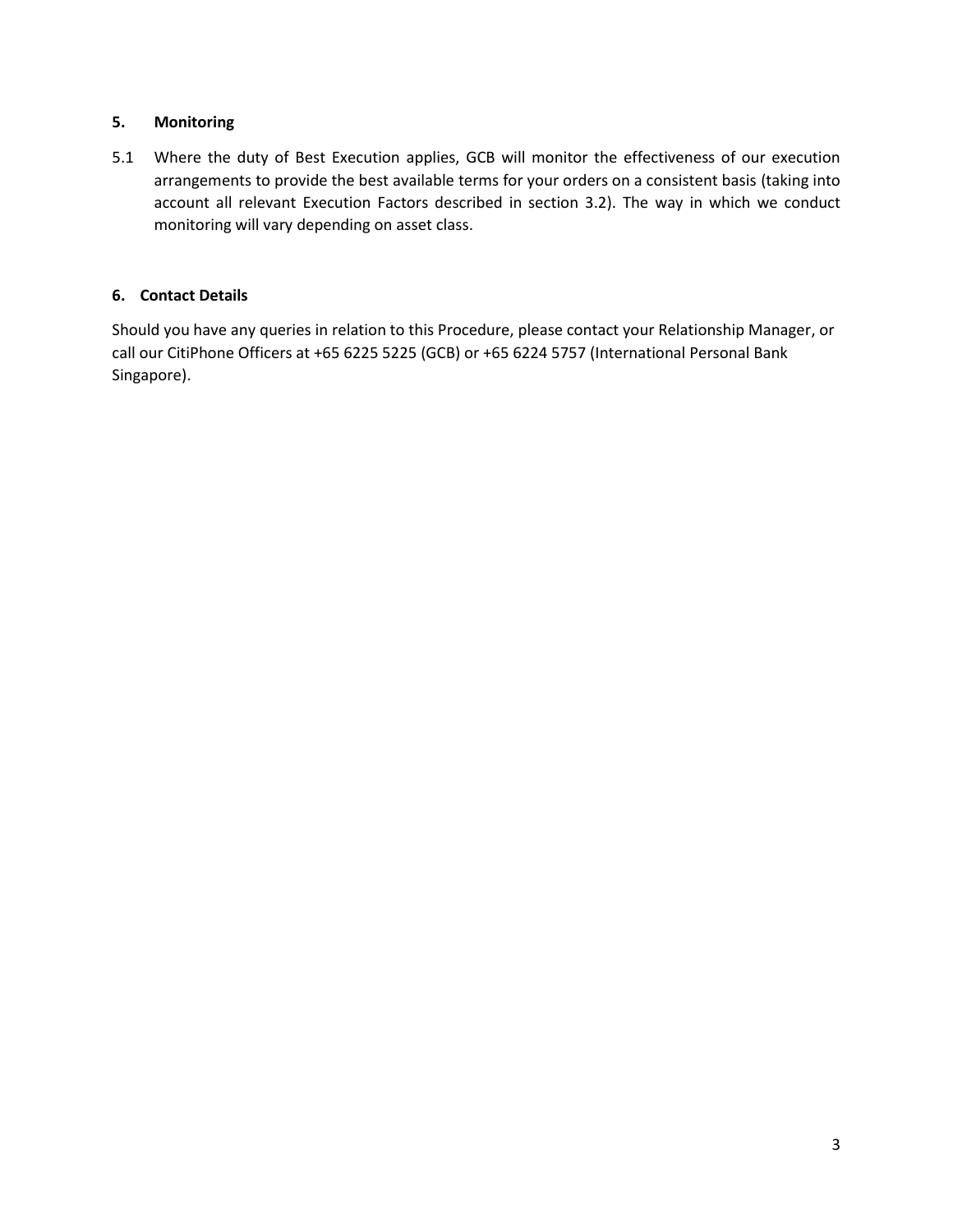## 5. Monitoring

5.1 Where the duty of Best Execution applies, GCB will monitor the effectiveness of our execution arrangements to provide the best available terms for your orders on a consistent basis (taking into account all relevant Execution Factors described in section 3.2). The way in which we conduct monitoring will vary depending on asset class.

## 6. Contact Details

Should you have any queries in relation to this Procedure, please contact your Relationship Manager, or call our CitiPhone Officers at +65 6225 5225 (GCB) or +65 6224 5757 (International Personal Bank Singapore).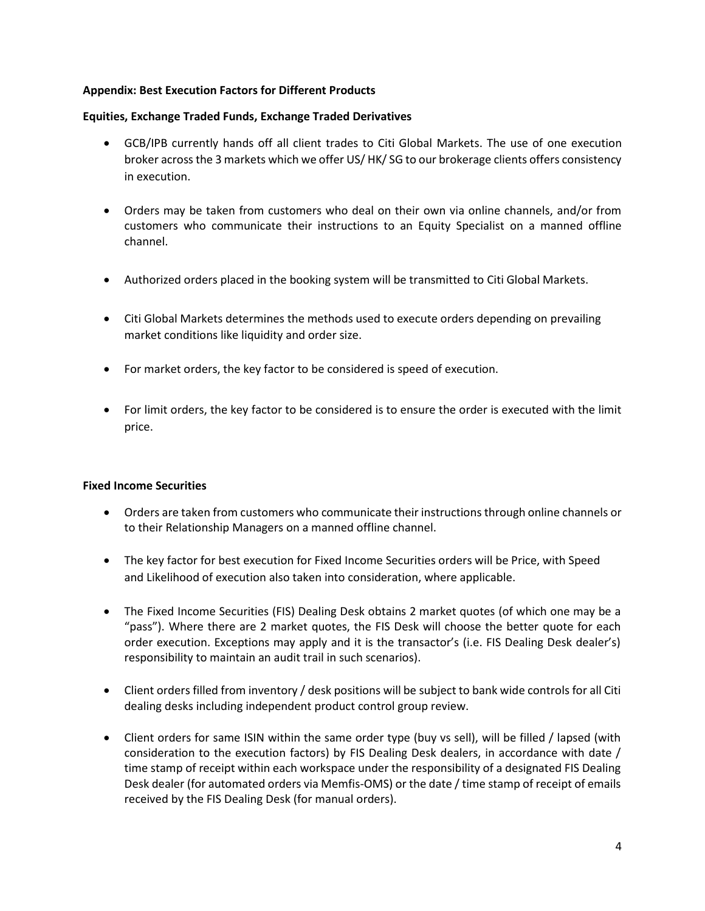**Appendix: Best Execution Factors for Different Products**

**Equities, Exchange Traded Funds, Exchange Traded Derivatives**

- GCB/IPB currently hands off all client trades to Citi Global Markets. The use of one execution broker across the 3 markets which we offer US/ HK/ SG to our brokerage clients offers consistency in execution.

- Orders may be taken from customers who deal on their own via online channels, and/or from customers who communicate their instructions to an Equity Specialist on a manned offline channel.

- Authorized orders placed in the booking system will be transmitted to Citi Global Markets.

- Citi Global Markets determines the methods used to execute orders depending on prevailing market conditions like liquidity and order size.

- For market orders, the key factor to be considered is speed of execution.

- For limit orders, the key factor to be considered is to ensure the order is executed with the limit price.

**Fixed Income Securities**

- Orders are taken from customers who communicate their instructions through online channels or to their Relationship Managers on a manned offline channel.

- The key factor for best execution for Fixed Income Securities orders will be Price, with Speed and Likelihood of execution also taken into consideration, where applicable.

- The Fixed Income Securities (FIS) Dealing Desk obtains 2 market quotes (of which one may be a "pass"). Where there are 2 market quotes, the FIS Desk will choose the better quote for each order execution. Exceptions may apply and it is the transactor's (i.e. FIS Dealing Desk dealer's) responsibility to maintain an audit trail in such scenarios).

- Client orders filled from inventory / desk positions will be subject to bank wide controls for all Citi dealing desks including independent product control group review.

- Client orders for same ISIN within the same order type (buy vs sell), will be filled / lapsed (with consideration to the execution factors) by FIS Dealing Desk dealers, in accordance with date / time stamp of receipt within each workspace under the responsibility of a designated FIS Dealing Desk dealer (for automated orders via Memfis-OMS) or the date / time stamp of receipt of emails received by the FIS Dealing Desk (for manual orders).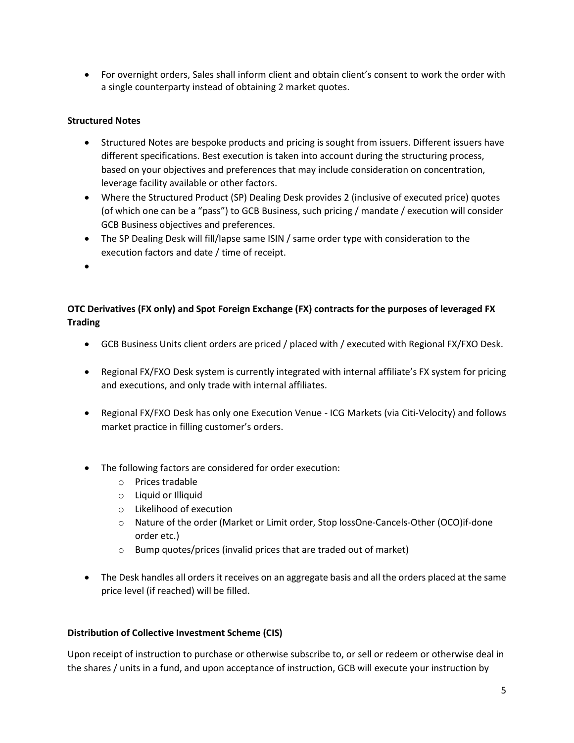- For overnight orders, Sales shall inform client and obtain client's consent to work the order with a single counterparty instead of obtaining 2 market quotes.

**Structured Notes**

- Structured Notes are bespoke products and pricing is sought from issuers. Different issuers have different specifications. Best execution is taken into account during the structuring process, based on your objectives and preferences that may include consideration on concentration, leverage facility available or other factors.
- Where the Structured Product (SP) Dealing Desk provides 2 (inclusive of executed price) quotes (of which one can be a "pass") to GCB Business, such pricing / mandate / execution will consider GCB Business objectives and preferences.
- The SP Dealing Desk will fill/lapse same ISIN / same order type with consideration to the execution factors and date / time of receipt.

**OTC Derivatives (FX only) and Spot Foreign Exchange (FX) contracts for the purposes of leveraged FX Trading**

- GCB Business Units client orders are priced / placed with / executed with Regional FX/FXO Desk.
- Regional FX/FXO Desk system is currently integrated with internal affiliate's FX system for pricing and executions, and only trade with internal affiliates.
- Regional FX/FXO Desk has only one Execution Venue - ICG Markets (via Citi-Velocity) and follows market practice in filling customer's orders.
- The following factors are considered for order execution:
  - Prices tradable
  - Liquid or Illiquid
  - Likelihood of execution
  - Nature of the order (Market or Limit order, Stop lossOne-Cancels-Other (OCO)if-done order etc.)
  - Bump quotes/prices (invalid prices that are traded out of market)
- The Desk handles all orders it receives on an aggregate basis and all the orders placed at the same price level (if reached) will be filled.

**Distribution of Collective Investment Scheme (CIS)**

Upon receipt of instruction to purchase or otherwise subscribe to, or sell or redeem or otherwise deal in the shares / units in a fund, and upon acceptance of instruction, GCB will execute your instruction by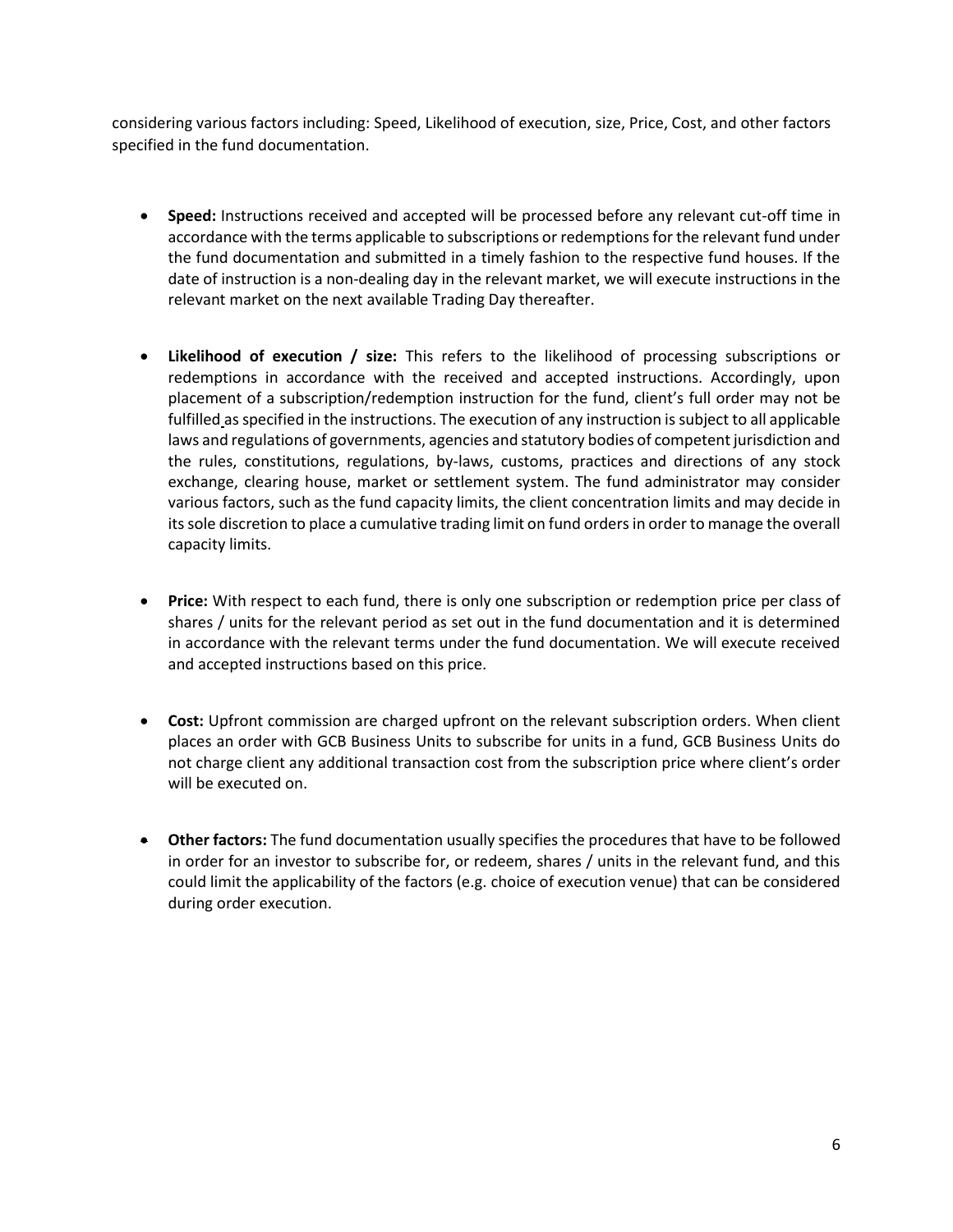considering various factors including: Speed, Likelihood of execution, size, Price, Cost, and other factors specified in the fund documentation.

- **Speed:** Instructions received and accepted will be processed before any relevant cut-off time in accordance with the terms applicable to subscriptions or redemptions for the relevant fund under the fund documentation and submitted in a timely fashion to the respective fund houses. If the date of instruction is a non-dealing day in the relevant market, we will execute instructions in the relevant market on the next available Trading Day thereafter.

- **Likelihood of execution / size:** This refers to the likelihood of processing subscriptions or redemptions in accordance with the received and accepted instructions. Accordingly, upon placement of a subscription/redemption instruction for the fund, client's full order may not be fulfilled as specified in the instructions. The execution of any instruction is subject to all applicable laws and regulations of governments, agencies and statutory bodies of competent jurisdiction and the rules, constitutions, regulations, by-laws, customs, practices and directions of any stock exchange, clearing house, market or settlement system. The fund administrator may consider various factors, such as the fund capacity limits, the client concentration limits and may decide in its sole discretion to place a cumulative trading limit on fund orders in order to manage the overall capacity limits.

- **Price:** With respect to each fund, there is only one subscription or redemption price per class of shares / units for the relevant period as set out in the fund documentation and it is determined in accordance with the relevant terms under the fund documentation. We will execute received and accepted instructions based on this price.

- **Cost:** Upfront commission are charged upfront on the relevant subscription orders. When client places an order with GCB Business Units to subscribe for units in a fund, GCB Business Units do not charge client any additional transaction cost from the subscription price where client's order will be executed on.

- **Other factors:** The fund documentation usually specifies the procedures that have to be followed in order for an investor to subscribe for, or redeem, shares / units in the relevant fund, and this could limit the applicability of the factors (e.g. choice of execution venue) that can be considered during order execution.